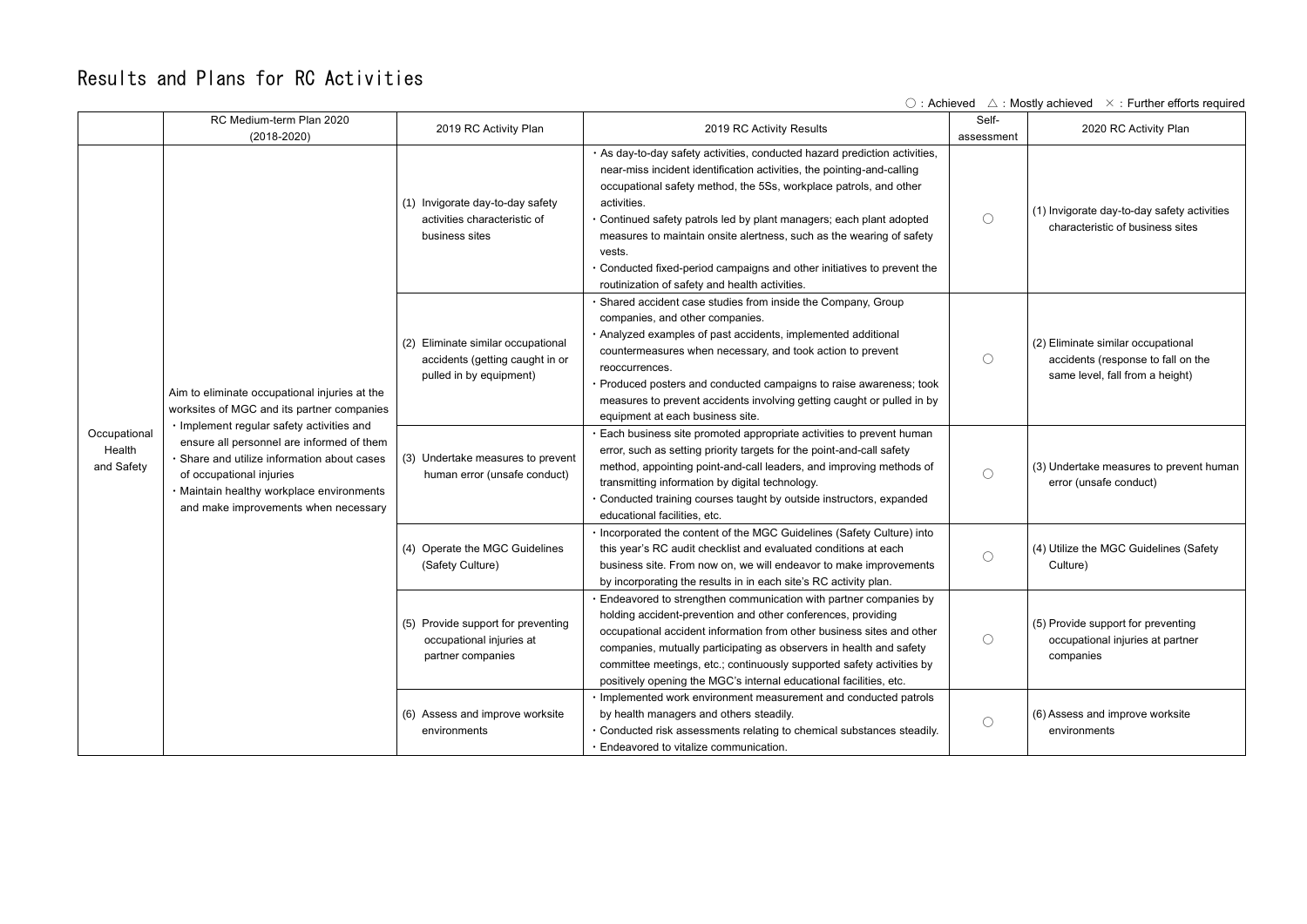# Results and Plans for RC Activities

○：Achieved　△：Mostly achieved　×：Further efforts required

| | RC Medium-term Plan 2020 (2018-2020) | 2019 RC Activity Plan | 2019 RC Activity Results | Self-assessment | 2020 RC Activity Plan |
|---|---|---|---|---|---|
| Occupational Health and Safety | Aim to eliminate occupational injuries at the worksites of MGC and its partner companies<br>・Implement regular safety activities and ensure all personnel are informed of them<br>・Share and utilize information about cases of occupational injuries<br>・Maintain healthy workplace environments and make improvements when necessary | (1) Invigorate day-to-day safety activities characteristic of business sites | ・As day-to-day safety activities, conducted hazard prediction activities, near-miss incident identification activities, the pointing-and-calling occupational safety method, the 5Ss, workplace patrols, and other activities.<br>・Continued safety patrols led by plant managers; each plant adopted measures to maintain onsite alertness, such as the wearing of safety vests.<br>・Conducted fixed-period campaigns and other initiatives to prevent the routinization of safety and health activities. | ○ | (1) Invigorate day-to-day safety activities characteristic of business sites |
| | | (2) Eliminate similar occupational accidents (getting caught in or pulled in by equipment) | ・Shared accident case studies from inside the Company, Group companies, and other companies.<br>・Analyzed examples of past accidents, implemented additional countermeasures when necessary, and took action to prevent reoccurrences.<br>・Produced posters and conducted campaigns to raise awareness; took measures to prevent accidents involving getting caught or pulled in by equipment at each business site. | ○ | (2) Eliminate similar occupational accidents (response to fall on the same level, fall from a height) |
| | | (3) Undertake measures to prevent human error (unsafe conduct) | ・Each business site promoted appropriate activities to prevent human error, such as setting priority targets for the point-and-call safety method, appointing point-and-call leaders, and improving methods of transmitting information by digital technology.<br>・Conducted training courses taught by outside instructors, expanded educational facilities, etc. | ○ | (3) Undertake measures to prevent human error (unsafe conduct) |
| | | (4) Operate the MGC Guidelines (Safety Culture) | ・Incorporated the content of the MGC Guidelines (Safety Culture) into this year's RC audit checklist and evaluated conditions at each business site. From now on, we will endeavor to make improvements by incorporating the results in in each site's RC activity plan. | ○ | (4) Utilize the MGC Guidelines (Safety Culture) |
| | | (5) Provide support for preventing occupational injuries at partner companies | ・Endeavored to strengthen communication with partner companies by holding accident-prevention and other conferences, providing occupational accident information from other business sites and other companies, mutually participating as observers in health and safety committee meetings, etc.; continuously supported safety activities by positively opening the MGC's internal educational facilities, etc. | ○ | (5) Provide support for preventing occupational injuries at partner companies |
| | | (6) Assess and improve worksite environments | ・Implemented work environment measurement and conducted patrols by health managers and others steadily.<br>・Conducted risk assessments relating to chemical substances steadily.<br>・Endeavored to vitalize communication. | ○ | (6) Assess and improve worksite environments |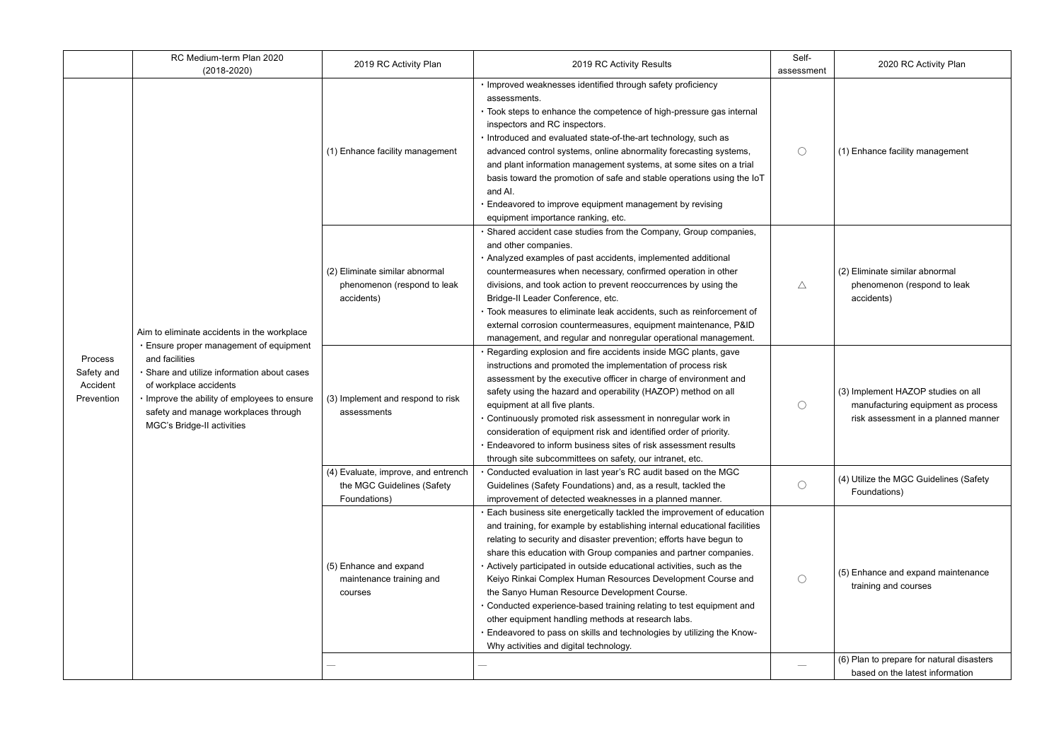| | RC Medium-term Plan 2020 (2018-2020) | 2019 RC Activity Plan | 2019 RC Activity Results | Self-assessment | 2020 RC Activity Plan |
|---|---|---|---|---|---|
| Process Safety and Accident Prevention | Aim to eliminate accidents in the workplace<br>・Ensure proper management of equipment and facilities<br>・Share and utilize information about cases of workplace accidents<br>・Improve the ability of employees to ensure safety and manage workplaces through MGC's Bridge-II activities | (1) Enhance facility management | ・Improved weaknesses identified through safety proficiency assessments.<br>・Took steps to enhance the competence of high-pressure gas internal inspectors and RC inspectors.<br>・Introduced and evaluated state-of-the-art technology, such as advanced control systems, online abnormality forecasting systems, and plant information management systems, at some sites on a trial basis toward the promotion of safe and stable operations using the IoT and AI.<br>・Endeavored to improve equipment management by revising equipment importance ranking, etc. | ○ | (1) Enhance facility management |
| | | (2) Eliminate similar abnormal phenomenon (respond to leak accidents) | ・Shared accident case studies from the Company, Group companies, and other companies.<br>・Analyzed examples of past accidents, implemented additional countermeasures when necessary, confirmed operation in other divisions, and took action to prevent reoccurrences by using the Bridge-II Leader Conference, etc.<br>・Took measures to eliminate leak accidents, such as reinforcement of external corrosion countermeasures, equipment maintenance, P&ID management, and regular and nonregular operational management. | △ | (2) Eliminate similar abnormal phenomenon (respond to leak accidents) |
| | | (3) Implement and respond to risk assessments | ・Regarding explosion and fire accidents inside MGC plants, gave instructions and promoted the implementation of process risk assessment by the executive officer in charge of environment and safety using the hazard and operability (HAZOP) method on all equipment at all five plants.<br>・Continuously promoted risk assessment in nonregular work in consideration of equipment risk and identified order of priority.<br>・Endeavored to inform business sites of risk assessment results through site subcommittees on safety, our intranet, etc. | ○ | (3) Implement HAZOP studies on all manufacturing equipment as process risk assessment in a planned manner |
| | | (4) Evaluate, improve, and entrench the MGC Guidelines (Safety Foundations) | ・Conducted evaluation in last year's RC audit based on the MGC Guidelines (Safety Foundations) and, as a result, tackled the improvement of detected weaknesses in a planned manner. | ○ | (4) Utilize the MGC Guidelines (Safety Foundations) |
| | | (5) Enhance and expand maintenance training and courses | ・Each business site energetically tackled the improvement of education and training, for example by establishing internal educational facilities relating to security and disaster prevention; efforts have begun to share this education with Group companies and partner companies.<br>・Actively participated in outside educational activities, such as the Keiyo Rinkai Complex Human Resources Development Course and the Sanyo Human Resource Development Course.<br>・Conducted experience-based training relating to test equipment and other equipment handling methods at research labs.<br>・Endeavored to pass on skills and technologies by utilizing the Know-Why activities and digital technology. | ○ | (5) Enhance and expand maintenance training and courses |
| | | — | — | — | (6) Plan to prepare for natural disasters based on the latest information |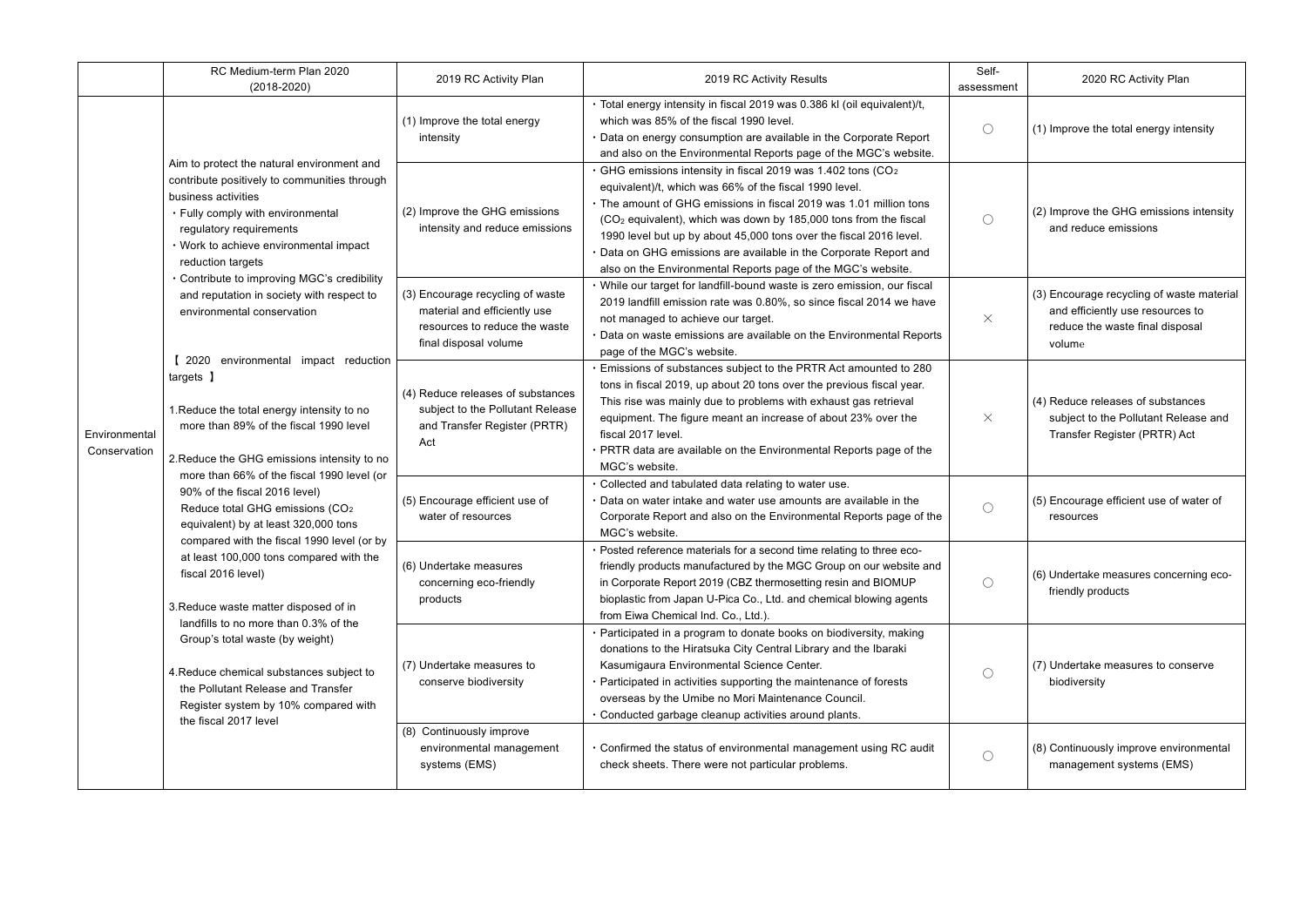| | RC Medium-term Plan 2020 (2018-2020) | 2019 RC Activity Plan | 2019 RC Activity Results | Self-assessment | 2020 RC Activity Plan |
|---|---|---|---|---|---|
| Environmental Conservation | Aim to protect the natural environment and contribute positively to communities through business activities<br>・Fully comply with environmental regulatory requirements<br>・Work to achieve environmental impact reduction targets<br>・Contribute to improving MGC's credibility and reputation in society with respect to environmental conservation<br><br>【 2020 environmental impact reduction targets 】<br><br>1.Reduce the total energy intensity to no more than 89% of the fiscal 1990 level<br><br>2.Reduce the GHG emissions intensity to no more than 66% of the fiscal 1990 level (or 90% of the fiscal 2016 level)<br>Reduce total GHG emissions ($CO_2$ equivalent) by at least 320,000 tons compared with the fiscal 1990 level (or by at least 100,000 tons compared with the fiscal 2016 level)<br><br>3.Reduce waste matter disposed of in landfills to no more than 0.3% of the Group's total waste (by weight)<br><br>4.Reduce chemical substances subject to the Pollutant Release and Transfer Register system by 10% compared with the fiscal 2017 level | (1) Improve the total energy intensity | ・Total energy intensity in fiscal 2019 was 0.386 kl (oil equivalent)/t, which was 85% of the fiscal 1990 level.<br>・Data on energy consumption are available in the Corporate Report and also on the Environmental Reports page of the MGC's website. | ○ | (1) Improve the total energy intensity |
| | | (2) Improve the GHG emissions intensity and reduce emissions | ・GHG emissions intensity in fiscal 2019 was 1.402 tons ($CO_2$ equivalent)/t, which was 66% of the fiscal 1990 level.<br>・The amount of GHG emissions in fiscal 2019 was 1.01 million tons ($CO_2$ equivalent), which was down by 185,000 tons from the fiscal 1990 level but up by about 45,000 tons over the fiscal 2016 level.<br>・Data on GHG emissions are available in the Corporate Report and also on the Environmental Reports page of the MGC's website. | ○ | (2) Improve the GHG emissions intensity and reduce emissions |
| | | (3) Encourage recycling of waste material and efficiently use resources to reduce the waste final disposal volume | ・While our target for landfill-bound waste is zero emission, our fiscal 2019 landfill emission rate was 0.80%, so since fiscal 2014 we have not managed to achieve our target.<br>・Data on waste emissions are available on the Environmental Reports page of the MGC's website. | × | (3) Encourage recycling of waste material and efficiently use resources to reduce the waste final disposal volume |
| | | (4) Reduce releases of substances subject to the Pollutant Release and Transfer Register (PRTR) Act | ・Emissions of substances subject to the PRTR Act amounted to 280 tons in fiscal 2019, up about 20 tons over the previous fiscal year. This rise was mainly due to problems with exhaust gas retrieval equipment. The figure meant an increase of about 23% over the fiscal 2017 level.<br>・PRTR data are available on the Environmental Reports page of the MGC's website. | × | (4) Reduce releases of substances subject to the Pollutant Release and Transfer Register (PRTR) Act |
| | | (5) Encourage efficient use of water of resources | ・Collected and tabulated data relating to water use.<br>・Data on water intake and water use amounts are available in the Corporate Report and also on the Environmental Reports page of the MGC's website. | ○ | (5) Encourage efficient use of water of resources |
| | | (6) Undertake measures concerning eco-friendly products | ・Posted reference materials for a second time relating to three eco-friendly products manufactured by the MGC Group on our website and in Corporate Report 2019 (CBZ thermosetting resin and BIOMUP bioplastic from Japan U-Pica Co., Ltd. and chemical blowing agents from Eiwa Chemical Ind. Co., Ltd.). | ○ | (6) Undertake measures concerning eco-friendly products |
| | | (7) Undertake measures to conserve biodiversity | ・Participated in a program to donate books on biodiversity, making donations to the Hiratsuka City Central Library and the Ibaraki Kasumigaura Environmental Science Center.<br>・Participated in activities supporting the maintenance of forests overseas by the Umibe no Mori Maintenance Council.<br>・Conducted garbage cleanup activities around plants. | ○ | (7) Undertake measures to conserve biodiversity |
| | | (8) Continuously improve environmental management systems (EMS) | ・Confirmed the status of environmental management using RC audit check sheets. There were not particular problems. | ○ | (8) Continuously improve environmental management systems (EMS) |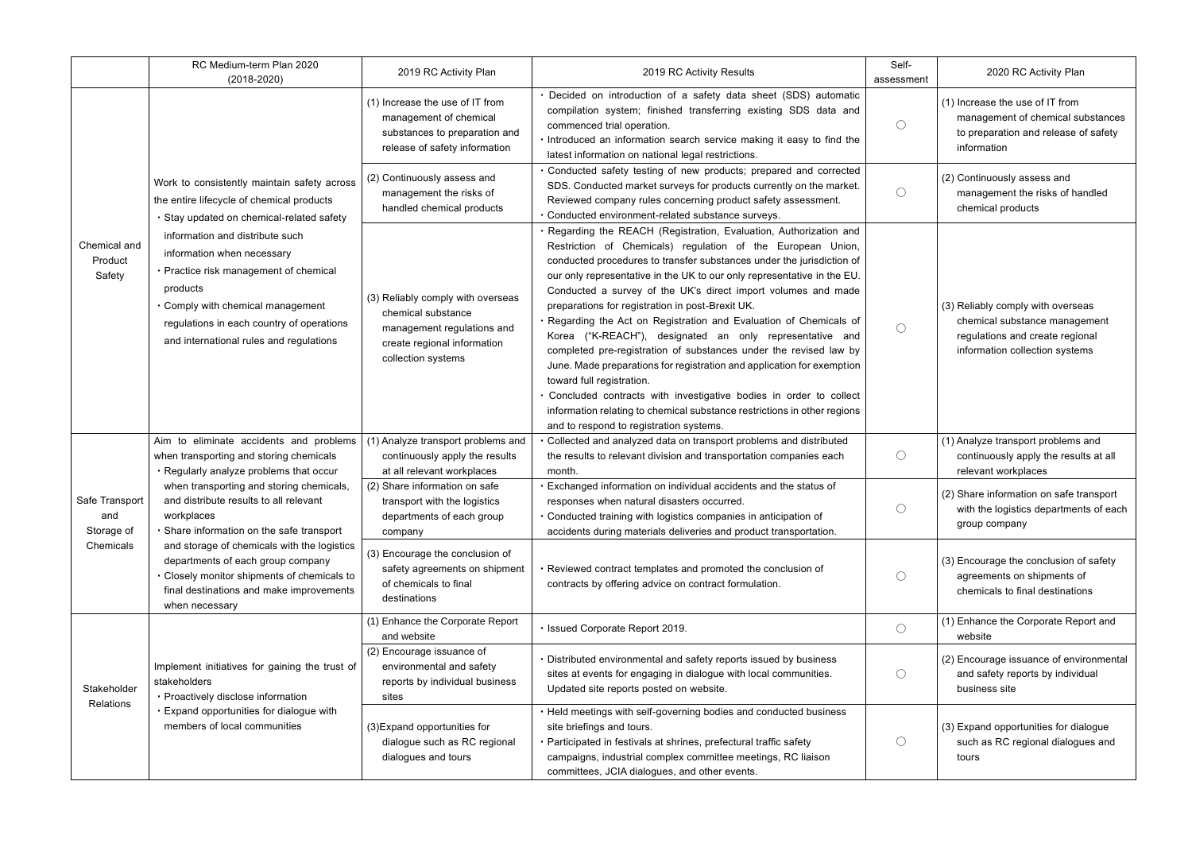| | RC Medium-term Plan 2020 (2018-2020) | 2019 RC Activity Plan | 2019 RC Activity Results | Self-assessment | 2020 RC Activity Plan |
|---|---|---|---|---|---|
| Chemical and Product Safety | Work to consistently maintain safety across the entire lifecycle of chemical products<br>・Stay updated on chemical-related safety information and distribute such information when necessary<br>・Practice risk management of chemical products<br>・Comply with chemical management regulations in each country of operations and international rules and regulations | (1) Increase the use of IT from management of chemical substances to preparation and release of safety information | ・Decided on introduction of a safety data sheet (SDS) automatic compilation system; finished transferring existing SDS data and commenced trial operation.<br>・Introduced an information search service making it easy to find the latest information on national legal restrictions. | ○ | (1) Increase the use of IT from management of chemical substances to preparation and release of safety information |
| | | (2) Continuously assess and management the risks of handled chemical products | ・Conducted safety testing of new products; prepared and corrected SDS. Conducted market surveys for products currently on the market. Reviewed company rules concerning product safety assessment.<br>・Conducted environment-related substance surveys. | ○ | (2) Continuously assess and management the risks of handled chemical products |
| | | (3) Reliably comply with overseas chemical substance management regulations and create regional information collection systems | ・Regarding the REACH (Registration, Evaluation, Authorization and Restriction of Chemicals) regulation of the European Union, conducted procedures to transfer substances under the jurisdiction of our only representative in the UK to our only representative in the EU. Conducted a survey of the UK's direct import volumes and made preparations for registration in post-Brexit UK.<br>・Regarding the Act on Registration and Evaluation of Chemicals of Korea ("K-REACH"), designated an only representative and completed pre-registration of substances under the revised law by June. Made preparations for registration and application for exemption toward full registration.<br>・Concluded contracts with investigative bodies in order to collect information relating to chemical substance restrictions in other regions and to respond to registration systems. | ○ | (3) Reliably comply with overseas chemical substance management regulations and create regional information collection systems |
| Safe Transport and Storage of Chemicals | Aim to eliminate accidents and problems when transporting and storing chemicals<br>・Regularly analyze problems that occur when transporting and storing chemicals, and distribute results to all relevant workplaces<br>・Share information on the safe transport and storage of chemicals with the logistics departments of each group company<br>・Closely monitor shipments of chemicals to final destinations and make improvements when necessary | (1) Analyze transport problems and continuously apply the results at all relevant workplaces | ・Collected and analyzed data on transport problems and distributed the results to relevant division and transportation companies each month. | ○ | (1) Analyze transport problems and continuously apply the results at all relevant workplaces |
| | | (2) Share information on safe transport with the logistics departments of each group company | ・Exchanged information on individual accidents and the status of responses when natural disasters occurred.<br>・Conducted training with logistics companies in anticipation of accidents during materials deliveries and product transportation. | ○ | (2) Share information on safe transport with the logistics departments of each group company |
| | | (3) Encourage the conclusion of safety agreements on shipment of chemicals to final destinations | ・Reviewed contract templates and promoted the conclusion of contracts by offering advice on contract formulation. | ○ | (3) Encourage the conclusion of safety agreements on shipments of chemicals to final destinations |
| Stakeholder Relations | Implement initiatives for gaining the trust of stakeholders<br>・Proactively disclose information<br>・Expand opportunities for dialogue with members of local communities | (1) Enhance the Corporate Report and website | ・Issued Corporate Report 2019. | ○ | (1) Enhance the Corporate Report and website |
| | | (2) Encourage issuance of environmental and safety reports by individual business sites | ・Distributed environmental and safety reports issued by business sites at events for engaging in dialogue with local communities. Updated site reports posted on website. | ○ | (2) Encourage issuance of environmental and safety reports by individual business site |
| | | (3)Expand opportunities for dialogue such as RC regional dialogues and tours | ・Held meetings with self-governing bodies and conducted business site briefings and tours.<br>・Participated in festivals at shrines, prefectural traffic safety campaigns, industrial complex committee meetings, RC liaison committees, JCIA dialogues, and other events. | ○ | (3) Expand opportunities for dialogue such as RC regional dialogues and tours |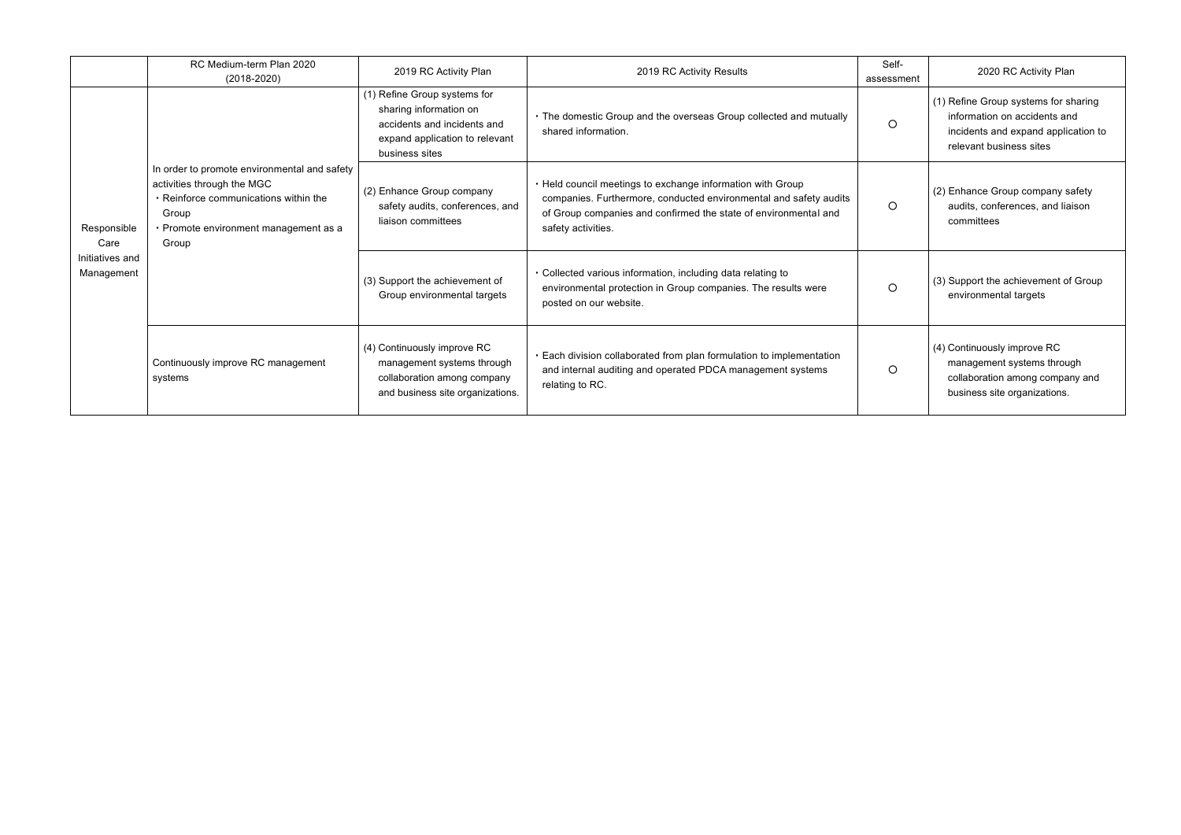| | RC Medium-term Plan 2020 (2018-2020) | 2019 RC Activity Plan | 2019 RC Activity Results | Self-assessment | 2020 RC Activity Plan |
|---|---|---|---|---|---|
| Responsible Care Initiatives and Management | In order to promote environmental and safety activities through the MGC<br>・Reinforce communications within the Group<br>・Promote environment management as a Group | (1) Refine Group systems for sharing information on accidents and incidents and expand application to relevant business sites | ・The domestic Group and the overseas Group collected and mutually shared information. | ○ | (1) Refine Group systems for sharing information on accidents and incidents and expand application to relevant business sites |
| | | (2) Enhance Group company safety audits, conferences, and liaison committees | ・Held council meetings to exchange information with Group companies. Furthermore, conducted environmental and safety audits of Group companies and confirmed the state of environmental and safety activities. | ○ | (2) Enhance Group company safety audits, conferences, and liaison committees |
| | | (3) Support the achievement of Group environmental targets | ・Collected various information, including data relating to environmental protection in Group companies. The results were posted on our website. | ○ | (3) Support the achievement of Group environmental targets |
| | Continuously improve RC management systems | (4) Continuously improve RC management systems through collaboration among company and business site organizations. | ・Each division collaborated from plan formulation to implementation and internal auditing and operated PDCA management systems relating to RC. | ○ | (4) Continuously improve RC management systems through collaboration among company and business site organizations. |